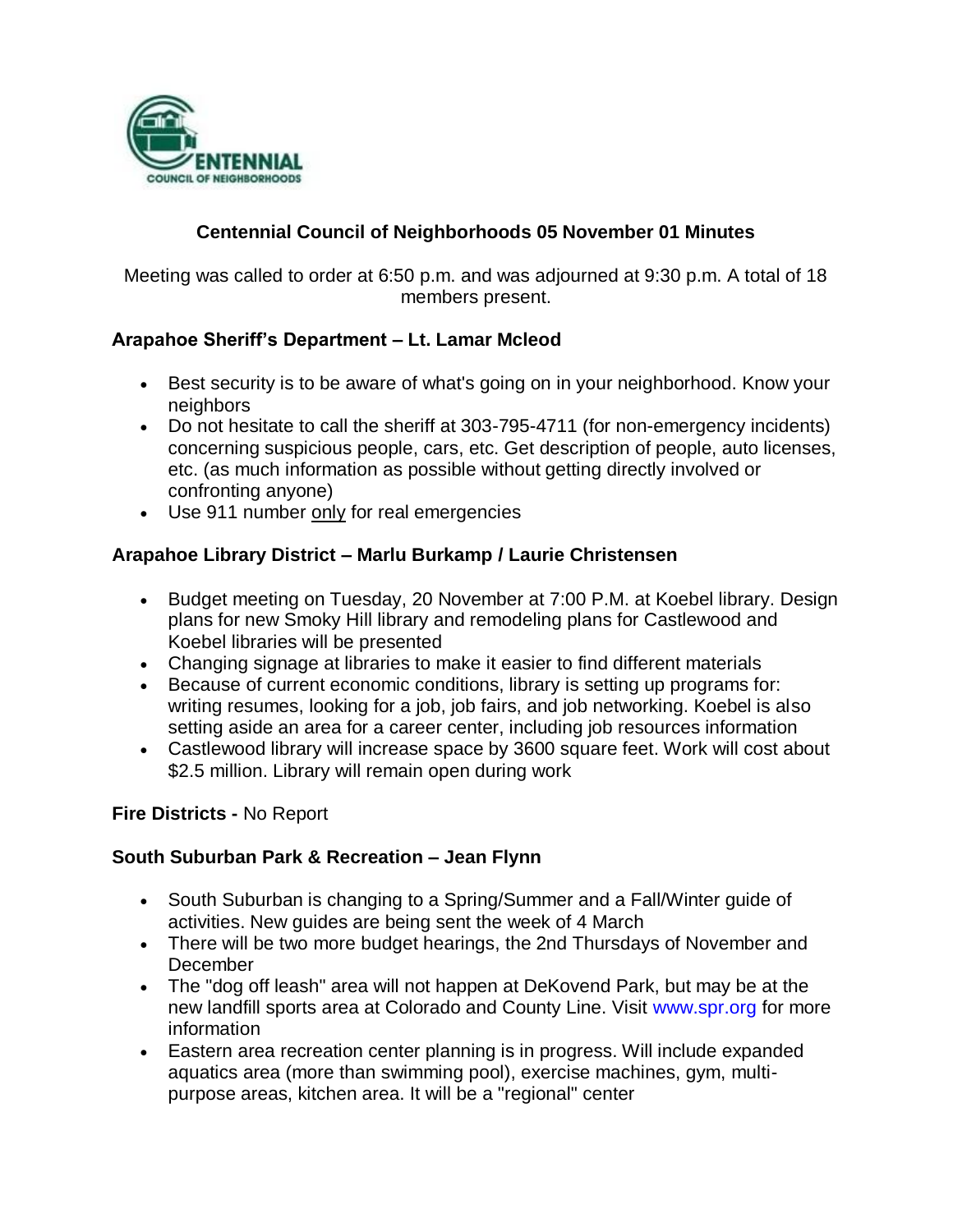# Centennial Council of Neighborhoods 05 November 01 Minutes

Meeting was called to order at 6:50 p.m. and was adjourned at 9:30 p.m. A total of 18 members present.

### Arapahoe Sheriff's Department – Lt. Lamar Mcleod

- Best security is to be aware of what's going on in your neighborhood. Know your neighbors
- Do not hesitate to call the sheriff at 303-795-4711 (for non-emergency incidents) concerning suspicious people, cars, etc. Get description of people, auto licenses, etc. (as much information as possible without getting directly involved or confronting anyone)
- Use 911 number only for real emergencies

### Arapahoe Library District – Marlu Burkamp / Laurie Christensen

- Budget meeting on Tuesday, 20 November at 7:00 P.M. at Koebel library. Design plans for new Smoky Hill library and remodeling plans for Castlewood and Koebel libraries will be presented
- Changing signage at libraries to make it easier to find different materials
- Because of current economic conditions, library is setting up programs for: writing resumes, looking for a job, job fairs, and job networking. Koebel is also setting aside an area for a career center, including job resources information
- Castlewood library will increase space by 3600 square feet. Work will cost about $2.5 million. Library will remain open during work

**Fire Districts -** No Report

### South Suburban Park & Recreation – Jean Flynn

- South Suburban is changing to a Spring/Summer and a Fall/Winter guide of activities. New guides are being sent the week of 4 March
- There will be two more budget hearings, the 2nd Thursdays of November and December
- The "dog off leash" area will not happen at DeKovend Park, but may be at the new landfill sports area at Colorado and County Line. Visit www.spr.org for more information
- Eastern area recreation center planning is in progress. Will include expanded aquatics area (more than swimming pool), exercise machines, gym, multi-purpose areas, kitchen area. It will be a "regional" center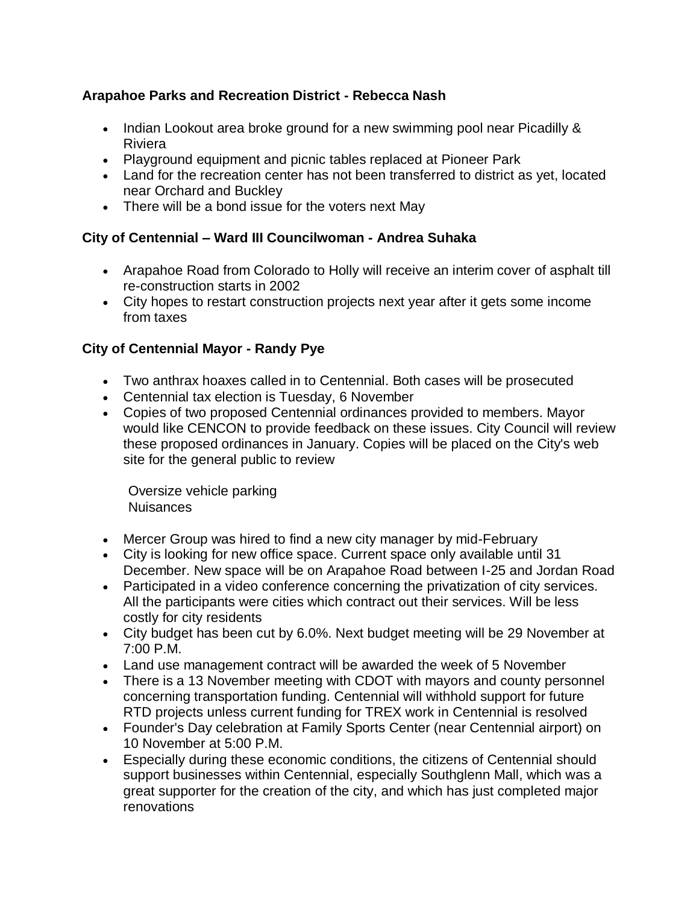**Arapahoe Parks and Recreation District - Rebecca Nash**

- Indian Lookout area broke ground for a new swimming pool near Picadilly & Riviera
- Playground equipment and picnic tables replaced at Pioneer Park
- Land for the recreation center has not been transferred to district as yet, located near Orchard and Buckley
- There will be a bond issue for the voters next May

**City of Centennial – Ward III Councilwoman - Andrea Suhaka**

- Arapahoe Road from Colorado to Holly will receive an interim cover of asphalt till re-construction starts in 2002
- City hopes to restart construction projects next year after it gets some income from taxes

**City of Centennial Mayor - Randy Pye**

- Two anthrax hoaxes called in to Centennial. Both cases will be prosecuted
- Centennial tax election is Tuesday, 6 November
- Copies of two proposed Centennial ordinances provided to members. Mayor would like CENCON to provide feedback on these issues. City Council will review these proposed ordinances in January. Copies will be placed on the City's web site for the general public to review

  Oversize vehicle parking
  Nuisances

- Mercer Group was hired to find a new city manager by mid-February
- City is looking for new office space. Current space only available until 31 December. New space will be on Arapahoe Road between I-25 and Jordan Road
- Participated in a video conference concerning the privatization of city services. All the participants were cities which contract out their services. Will be less costly for city residents
- City budget has been cut by 6.0%. Next budget meeting will be 29 November at 7:00 P.M.
- Land use management contract will be awarded the week of 5 November
- There is a 13 November meeting with CDOT with mayors and county personnel concerning transportation funding. Centennial will withhold support for future RTD projects unless current funding for TREX work in Centennial is resolved
- Founder's Day celebration at Family Sports Center (near Centennial airport) on 10 November at 5:00 P.M.
- Especially during these economic conditions, the citizens of Centennial should support businesses within Centennial, especially Southglenn Mall, which was a great supporter for the creation of the city, and which has just completed major renovations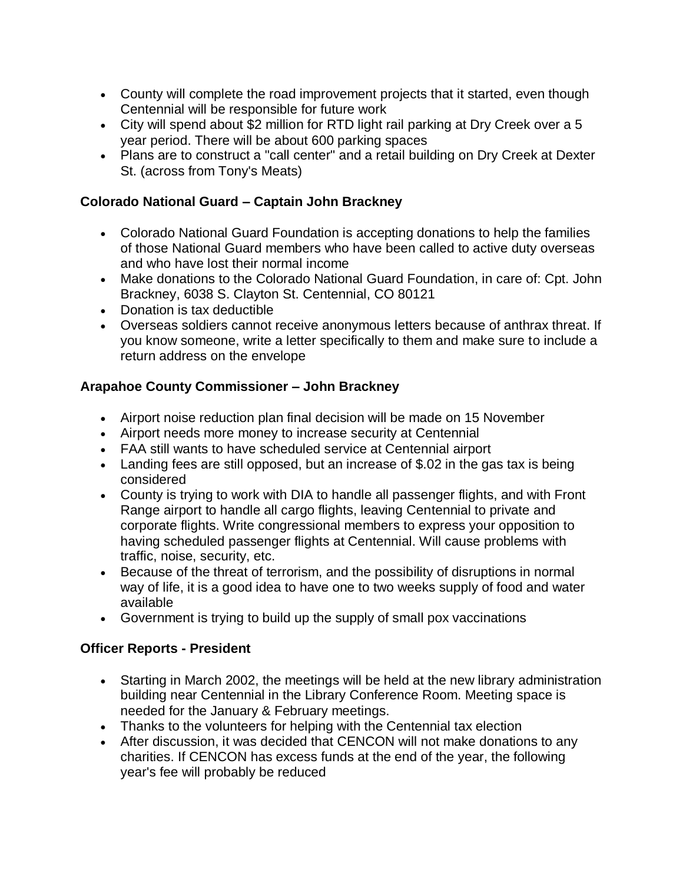- County will complete the road improvement projects that it started, even though Centennial will be responsible for future work
- City will spend about $2 million for RTD light rail parking at Dry Creek over a 5 year period. There will be about 600 parking spaces
- Plans are to construct a "call center" and a retail building on Dry Creek at Dexter St. (across from Tony's Meats)

**Colorado National Guard – Captain John Brackney**

- Colorado National Guard Foundation is accepting donations to help the families of those National Guard members who have been called to active duty overseas and who have lost their normal income
- Make donations to the Colorado National Guard Foundation, in care of: Cpt. John Brackney, 6038 S. Clayton St. Centennial, CO 80121
- Donation is tax deductible
- Overseas soldiers cannot receive anonymous letters because of anthrax threat. If you know someone, write a letter specifically to them and make sure to include a return address on the envelope

**Arapahoe County Commissioner – John Brackney**

- Airport noise reduction plan final decision will be made on 15 November
- Airport needs more money to increase security at Centennial
- FAA still wants to have scheduled service at Centennial airport
- Landing fees are still opposed, but an increase of $.02 in the gas tax is being considered
- County is trying to work with DIA to handle all passenger flights, and with Front Range airport to handle all cargo flights, leaving Centennial to private and corporate flights. Write congressional members to express your opposition to having scheduled passenger flights at Centennial. Will cause problems with traffic, noise, security, etc.
- Because of the threat of terrorism, and the possibility of disruptions in normal way of life, it is a good idea to have one to two weeks supply of food and water available
- Government is trying to build up the supply of small pox vaccinations

**Officer Reports - President**

- Starting in March 2002, the meetings will be held at the new library administration building near Centennial in the Library Conference Room. Meeting space is needed for the January & February meetings.
- Thanks to the volunteers for helping with the Centennial tax election
- After discussion, it was decided that CENCON will not make donations to any charities. If CENCON has excess funds at the end of the year, the following year's fee will probably be reduced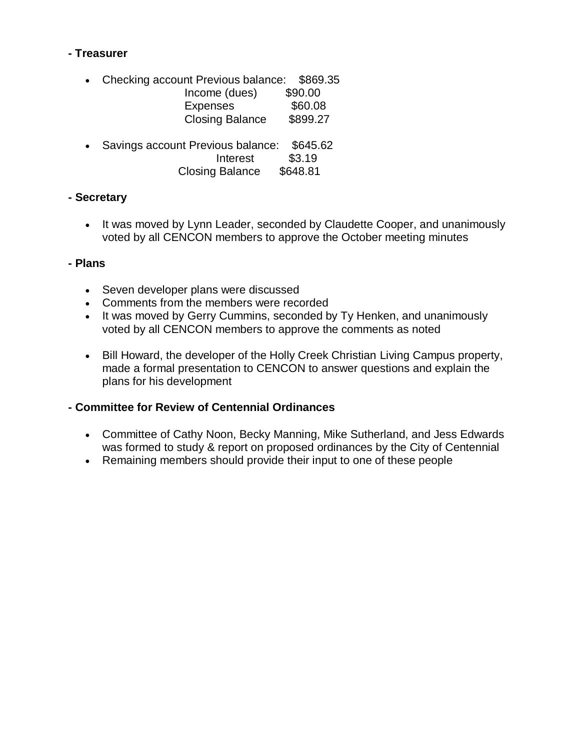**- Treasurer**

- Checking account Previous balance: $869.35

| | |
|---|---|
| Income (dues) | $90.00 |
| Expenses | $60.08 |
| Closing Balance | $899.27 |

- Savings account Previous balance: $645.62

| | |
|---|---|
| Interest | $3.19 |
| Closing Balance | $648.81 |

**- Secretary**

- It was moved by Lynn Leader, seconded by Claudette Cooper, and unanimously voted by all CENCON members to approve the October meeting minutes

**- Plans**

- Seven developer plans were discussed
- Comments from the members were recorded
- It was moved by Gerry Cummins, seconded by Ty Henken, and unanimously voted by all CENCON members to approve the comments as noted

- Bill Howard, the developer of the Holly Creek Christian Living Campus property, made a formal presentation to CENCON to answer questions and explain the plans for his development

**- Committee for Review of Centennial Ordinances**

- Committee of Cathy Noon, Becky Manning, Mike Sutherland, and Jess Edwards was formed to study & report on proposed ordinances by the City of Centennial
- Remaining members should provide their input to one of these people